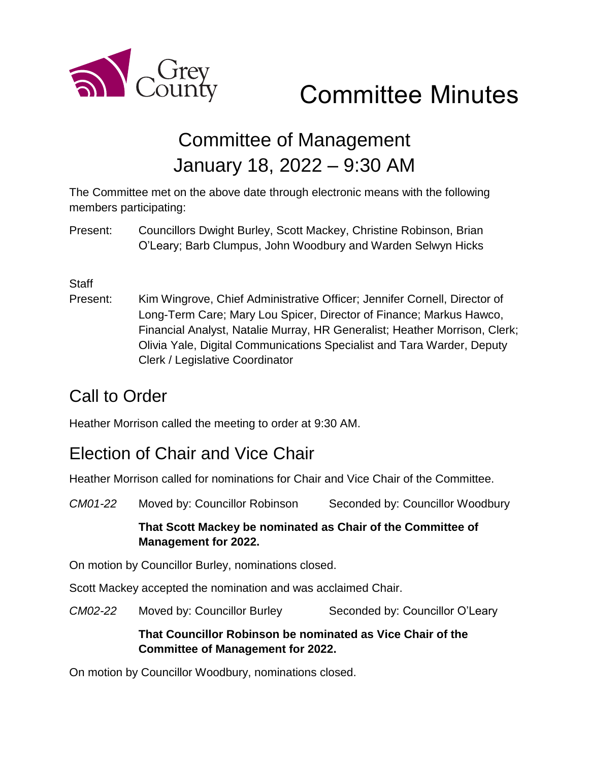# Committee Minutes

## Committee of Management
## January 18, 2022 – 9:30 AM

The Committee met on the above date through electronic means with the following members participating:

Present: Councillors Dwight Burley, Scott Mackey, Christine Robinson, Brian O'Leary; Barb Clumpus, John Woodbury and Warden Selwyn Hicks

Staff Present: Kim Wingrove, Chief Administrative Officer; Jennifer Cornell, Director of Long-Term Care; Mary Lou Spicer, Director of Finance; Markus Hawco, Financial Analyst, Natalie Murray, HR Generalist; Heather Morrison, Clerk; Olivia Yale, Digital Communications Specialist and Tara Warder, Deputy Clerk / Legislative Coordinator

## Call to Order

Heather Morrison called the meeting to order at 9:30 AM.

## Election of Chair and Vice Chair

Heather Morrison called for nominations for Chair and Vice Chair of the Committee.

*CM01-22* Moved by: Councillor Robinson Seconded by: Councillor Woodbury

**That Scott Mackey be nominated as Chair of the Committee of Management for 2022.**

On motion by Councillor Burley, nominations closed.

Scott Mackey accepted the nomination and was acclaimed Chair.

*CM02-22* Moved by: Councillor Burley Seconded by: Councillor O'Leary

**That Councillor Robinson be nominated as Vice Chair of the Committee of Management for 2022.**

On motion by Councillor Woodbury, nominations closed.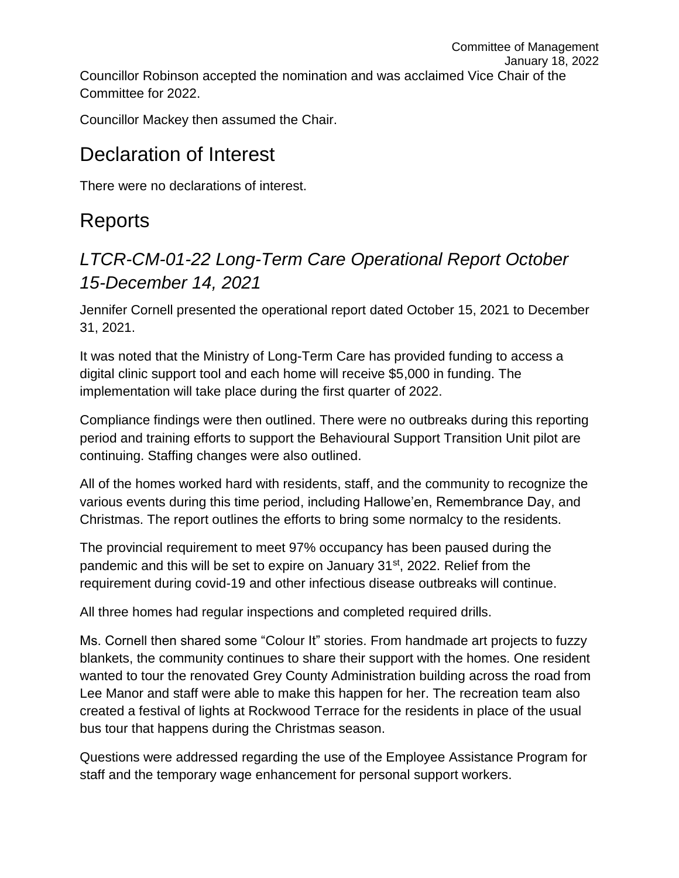Councillor Robinson accepted the nomination and was acclaimed Vice Chair of the Committee for 2022.

Councillor Mackey then assumed the Chair.

# Declaration of Interest

There were no declarations of interest.

# Reports

## *LTCR-CM-01-22 Long-Term Care Operational Report October 15-December 14, 2021*

Jennifer Cornell presented the operational report dated October 15, 2021 to December 31, 2021.

It was noted that the Ministry of Long-Term Care has provided funding to access a digital clinic support tool and each home will receive $5,000 in funding. The implementation will take place during the first quarter of 2022.

Compliance findings were then outlined. There were no outbreaks during this reporting period and training efforts to support the Behavioural Support Transition Unit pilot are continuing. Staffing changes were also outlined.

All of the homes worked hard with residents, staff, and the community to recognize the various events during this time period, including Hallowe'en, Remembrance Day, and Christmas. The report outlines the efforts to bring some normalcy to the residents.

The provincial requirement to meet 97% occupancy has been paused during the pandemic and this will be set to expire on January 31st, 2022. Relief from the requirement during covid-19 and other infectious disease outbreaks will continue.

All three homes had regular inspections and completed required drills.

Ms. Cornell then shared some "Colour It" stories. From handmade art projects to fuzzy blankets, the community continues to share their support with the homes. One resident wanted to tour the renovated Grey County Administration building across the road from Lee Manor and staff were able to make this happen for her. The recreation team also created a festival of lights at Rockwood Terrace for the residents in place of the usual bus tour that happens during the Christmas season.

Questions were addressed regarding the use of the Employee Assistance Program for staff and the temporary wage enhancement for personal support workers.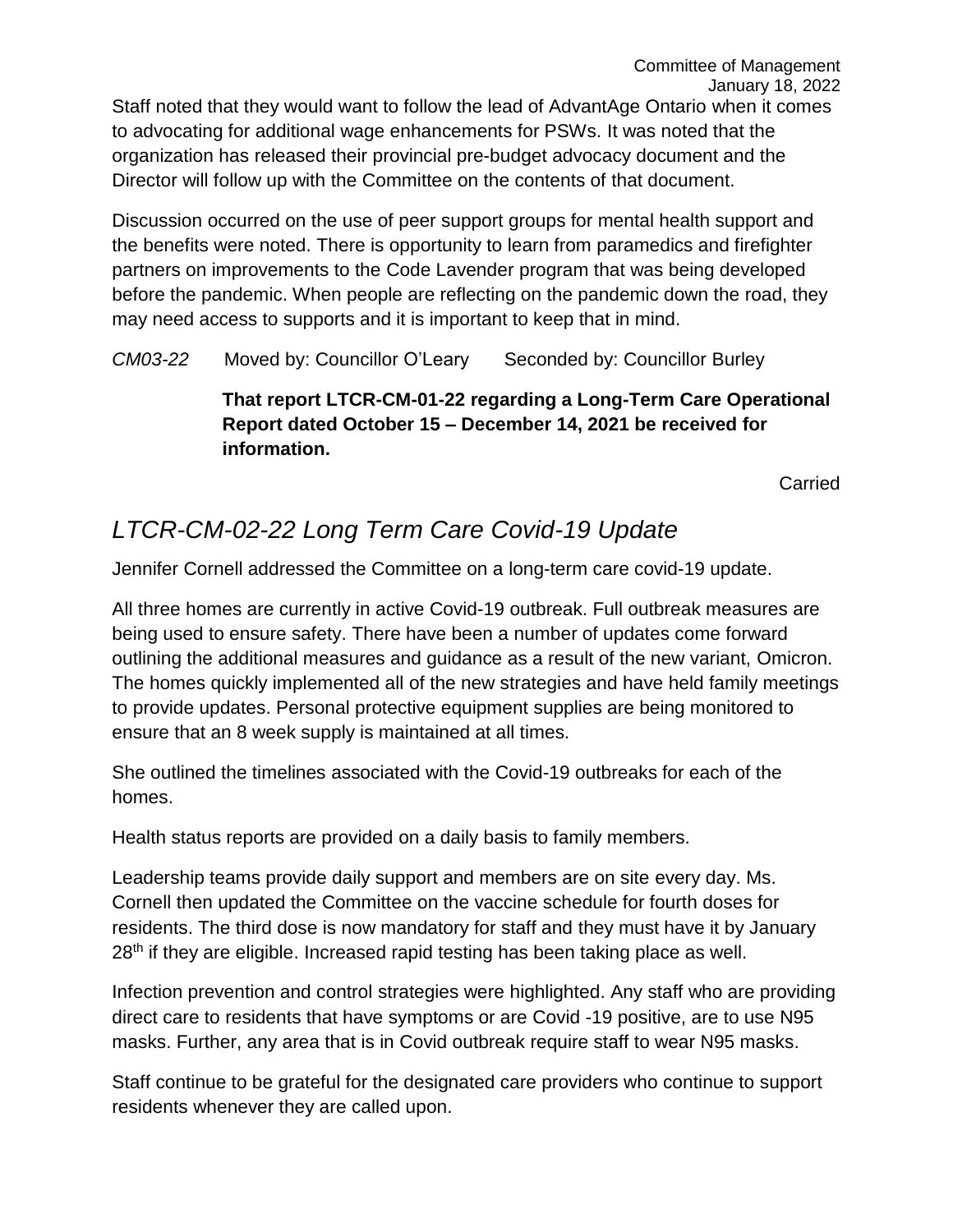Staff noted that they would want to follow the lead of AdvantAge Ontario when it comes to advocating for additional wage enhancements for PSWs. It was noted that the organization has released their provincial pre-budget advocacy document and the Director will follow up with the Committee on the contents of that document.

Discussion occurred on the use of peer support groups for mental health support and the benefits were noted. There is opportunity to learn from paramedics and firefighter partners on improvements to the Code Lavender program that was being developed before the pandemic. When people are reflecting on the pandemic down the road, they may need access to supports and it is important to keep that in mind.

*CM03-22* Moved by: Councillor O'Leary Seconded by: Councillor Burley

**That report LTCR-CM-01-22 regarding a Long-Term Care Operational Report dated October 15 – December 14, 2021 be received for information.**

Carried

## *LTCR-CM-02-22 Long Term Care Covid-19 Update*

Jennifer Cornell addressed the Committee on a long-term care covid-19 update.

All three homes are currently in active Covid-19 outbreak. Full outbreak measures are being used to ensure safety. There have been a number of updates come forward outlining the additional measures and guidance as a result of the new variant, Omicron. The homes quickly implemented all of the new strategies and have held family meetings to provide updates. Personal protective equipment supplies are being monitored to ensure that an 8 week supply is maintained at all times.

She outlined the timelines associated with the Covid-19 outbreaks for each of the homes.

Health status reports are provided on a daily basis to family members.

Leadership teams provide daily support and members are on site every day. Ms. Cornell then updated the Committee on the vaccine schedule for fourth doses for residents. The third dose is now mandatory for staff and they must have it by January 28th if they are eligible. Increased rapid testing has been taking place as well.

Infection prevention and control strategies were highlighted. Any staff who are providing direct care to residents that have symptoms or are Covid -19 positive, are to use N95 masks. Further, any area that is in Covid outbreak require staff to wear N95 masks.

Staff continue to be grateful for the designated care providers who continue to support residents whenever they are called upon.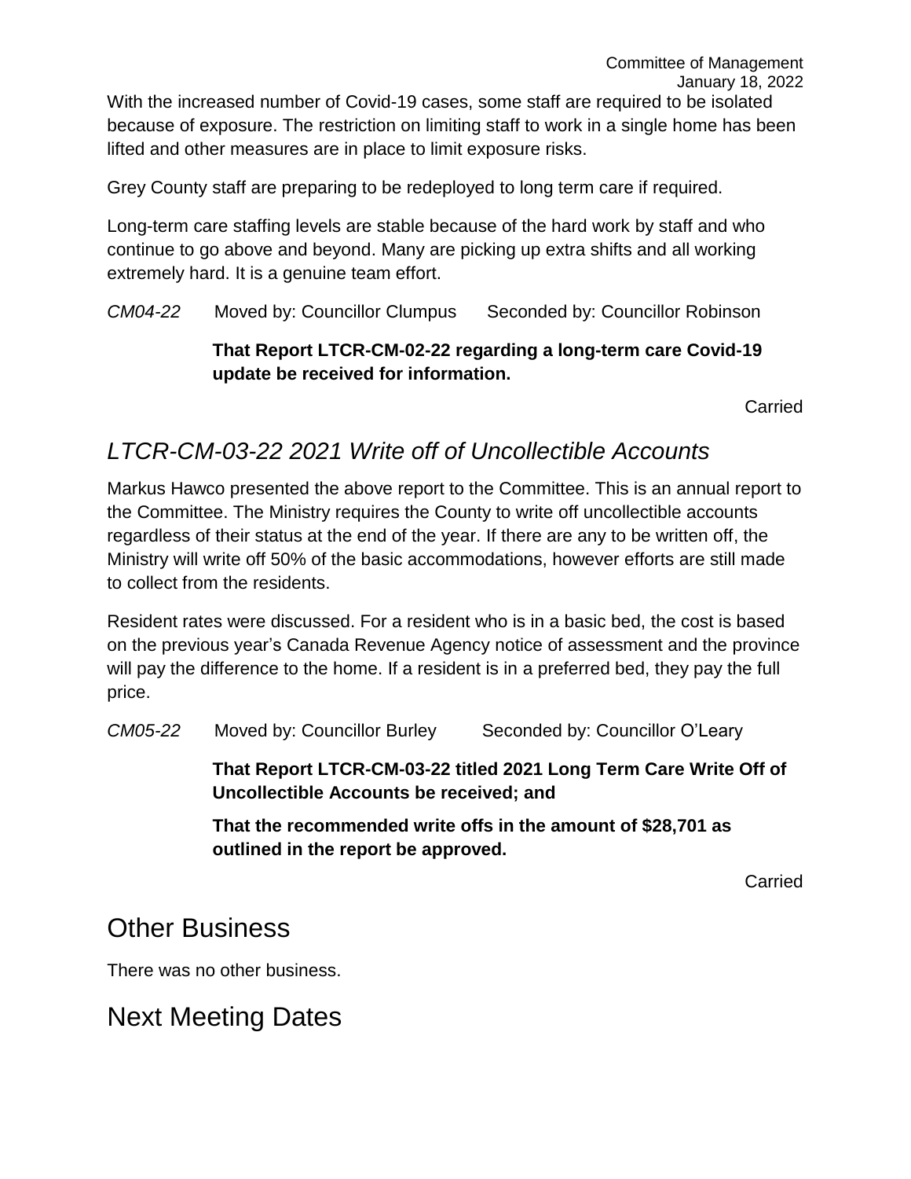With the increased number of Covid-19 cases, some staff are required to be isolated because of exposure. The restriction on limiting staff to work in a single home has been lifted and other measures are in place to limit exposure risks.

Grey County staff are preparing to be redeployed to long term care if required.

Long-term care staffing levels are stable because of the hard work by staff and who continue to go above and beyond. Many are picking up extra shifts and all working extremely hard. It is a genuine team effort.

*CM04-22* Moved by: Councillor Clumpus Seconded by: Councillor Robinson

**That Report LTCR-CM-02-22 regarding a long-term care Covid-19 update be received for information.**

Carried

## *LTCR-CM-03-22 2021 Write off of Uncollectible Accounts*

Markus Hawco presented the above report to the Committee. This is an annual report to the Committee. The Ministry requires the County to write off uncollectible accounts regardless of their status at the end of the year. If there are any to be written off, the Ministry will write off 50% of the basic accommodations, however efforts are still made to collect from the residents.

Resident rates were discussed. For a resident who is in a basic bed, the cost is based on the previous year's Canada Revenue Agency notice of assessment and the province will pay the difference to the home. If a resident is in a preferred bed, they pay the full price.

*CM05-22* Moved by: Councillor Burley Seconded by: Councillor O'Leary

**That Report LTCR-CM-03-22 titled 2021 Long Term Care Write Off of Uncollectible Accounts be received; and**

**That the recommended write offs in the amount of $28,701 as outlined in the report be approved.**

Carried

# Other Business

There was no other business.

# Next Meeting Dates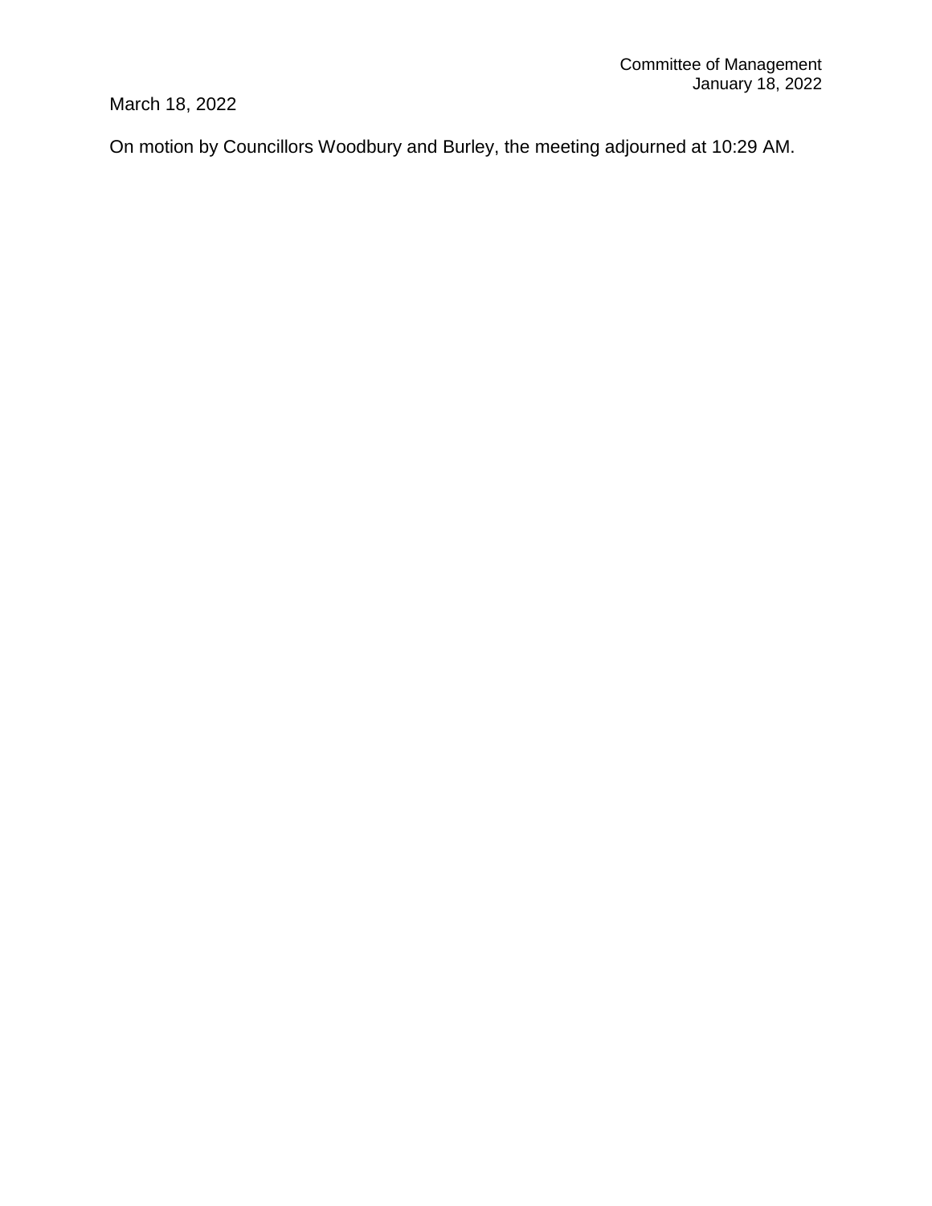March 18, 2022

On motion by Councillors Woodbury and Burley, the meeting adjourned at 10:29 AM.